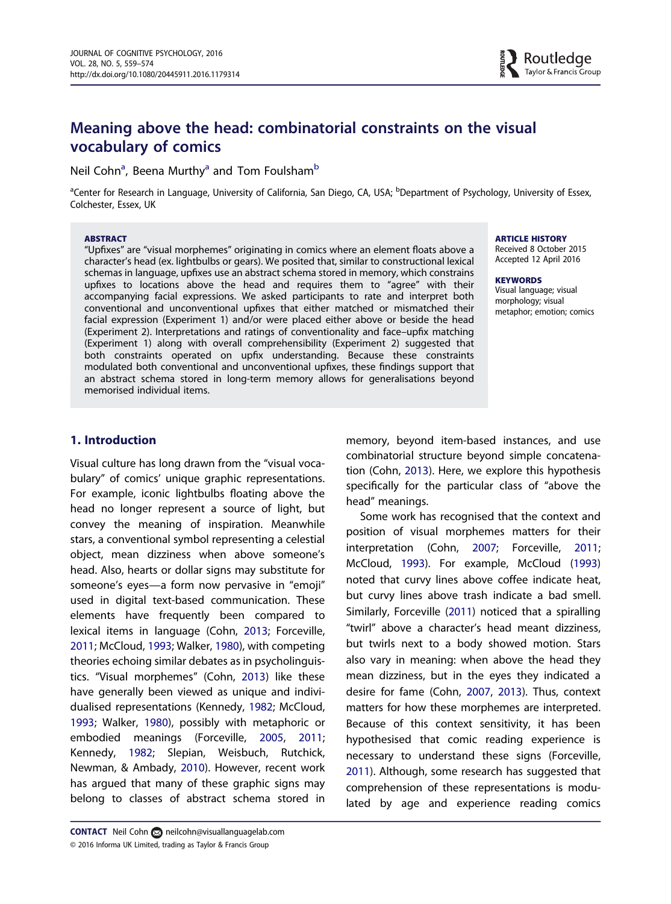# Meaning above the head: combinatorial constraints on the visual vocabulary of comics

Neil Cohn[a], Beena Murthy[a] and Tom Foulsham[b]

[a]Center for Research in Language, University of California, San Diego, CA, USA; [b]Department of Psychology, University of Essex, Colchester, Essex, UK

**ABSTRACT**

"Upfixes" are "visual morphemes" originating in comics where an element floats above a character's head (ex. lightbulbs or gears). We posited that, similar to constructional lexical schemas in language, upfixes use an abstract schema stored in memory, which constrains upfixes to locations above the head and requires them to "agree" with their accompanying facial expressions. We asked participants to rate and interpret both conventional and unconventional upfixes that either matched or mismatched their facial expression (Experiment 1) and/or were placed either above or beside the head (Experiment 2). Interpretations and ratings of conventionality and face–upfix matching (Experiment 1) along with overall comprehensibility (Experiment 2) suggested that both constraints operated on upfix understanding. Because these constraints modulated both conventional and unconventional upfixes, these findings support that an abstract schema stored in long-term memory allows for generalisations beyond memorised individual items.

**ARTICLE HISTORY**
Received 8 October 2015
Accepted 12 April 2016

**KEYWORDS**
Visual language; visual morphology; visual metaphor; emotion; comics

## 1. Introduction

Visual culture has long drawn from the "visual vocabulary" of comics' unique graphic representations. For example, iconic lightbulbs floating above the head no longer represent a source of light, but convey the meaning of inspiration. Meanwhile stars, a conventional symbol representing a celestial object, mean dizziness when above someone's head. Also, hearts or dollar signs may substitute for someone's eyes—a form now pervasive in "emoji" used in digital text-based communication. These elements have frequently been compared to lexical items in language (Cohn, 2013; Forceville, 2011; McCloud, 1993; Walker, 1980), with competing theories echoing similar debates as in psycholinguistics. "Visual morphemes" (Cohn, 2013) like these have generally been viewed as unique and individualised representations (Kennedy, 1982; McCloud, 1993; Walker, 1980), possibly with metaphoric or embodied meanings (Forceville, 2005, 2011; Kennedy, 1982; Slepian, Weisbuch, Rutchick, Newman, & Ambady, 2010). However, recent work has argued that many of these graphic signs may belong to classes of abstract schema stored in memory, beyond item-based instances, and use combinatorial structure beyond simple concatenation (Cohn, 2013). Here, we explore this hypothesis specifically for the particular class of "above the head" meanings.

Some work has recognised that the context and position of visual morphemes matters for their interpretation (Cohn, 2007; Forceville, 2011; McCloud, 1993). For example, McCloud (1993) noted that curvy lines above coffee indicate heat, but curvy lines above trash indicate a bad smell. Similarly, Forceville (2011) noticed that a spiralling "twirl" above a character's head meant dizziness, but twirls next to a body showed motion. Stars also vary in meaning: when above the head they mean dizziness, but in the eyes they indicated a desire for fame (Cohn, 2007, 2013). Thus, context matters for how these morphemes are interpreted. Because of this context sensitivity, it has been hypothesised that comic reading experience is necessary to understand these signs (Forceville, 2011). Although, some research has suggested that comprehension of these representations is modulated by age and experience reading comics

**CONTACT** Neil Cohn neilcohn@visuallanguagelab.com
© 2016 Informa UK Limited, trading as Taylor & Francis Group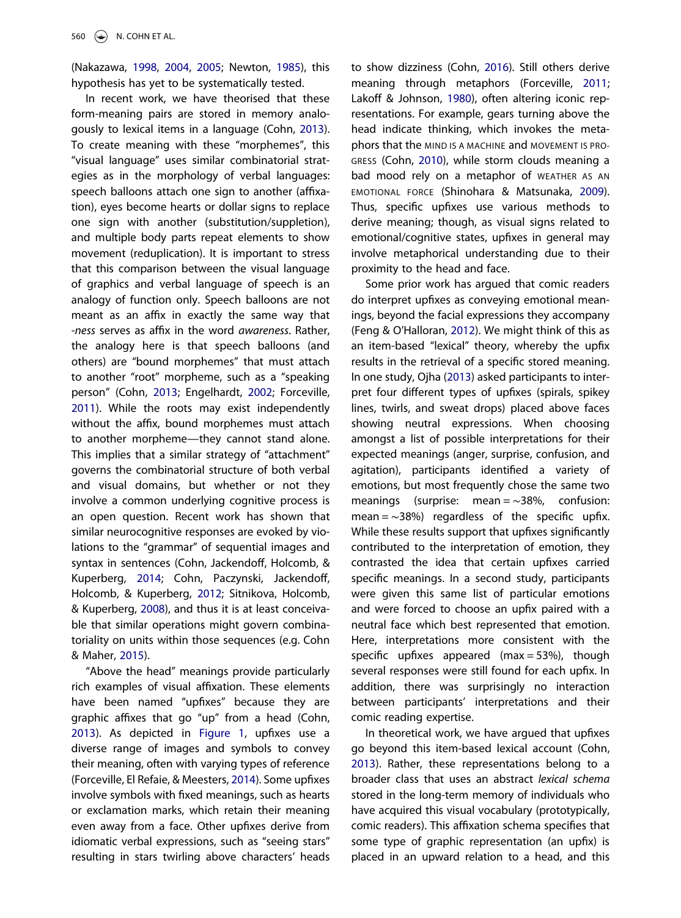(Nakazawa, 1998, 2004, 2005; Newton, 1985), this hypothesis has yet to be systematically tested.

In recent work, we have theorised that these form-meaning pairs are stored in memory analogously to lexical items in a language (Cohn, 2013). To create meaning with these "morphemes", this "visual language" uses similar combinatorial strategies as in the morphology of verbal languages: speech balloons attach one sign to another (affixation), eyes become hearts or dollar signs to replace one sign with another (substitution/suppletion), and multiple body parts repeat elements to show movement (reduplication). It is important to stress that this comparison between the visual language of graphics and verbal language of speech is an analogy of function only. Speech balloons are not meant as an affix in exactly the same way that *-ness* serves as affix in the word *awareness*. Rather, the analogy here is that speech balloons (and others) are "bound morphemes" that must attach to another "root" morpheme, such as a "speaking person" (Cohn, 2013; Engelhardt, 2002; Forceville, 2011). While the roots may exist independently without the affix, bound morphemes must attach to another morpheme—they cannot stand alone. This implies that a similar strategy of "attachment" governs the combinatorial structure of both verbal and visual domains, but whether or not they involve a common underlying cognitive process is an open question. Recent work has shown that similar neurocognitive responses are evoked by violations to the "grammar" of sequential images and syntax in sentences (Cohn, Jackendoff, Holcomb, & Kuperberg, 2014; Cohn, Paczynski, Jackendoff, Holcomb, & Kuperberg, 2012; Sitnikova, Holcomb, & Kuperberg, 2008), and thus it is at least conceivable that similar operations might govern combinatoriality on units within those sequences (e.g. Cohn & Maher, 2015).

"Above the head" meanings provide particularly rich examples of visual affixation. These elements have been named "upfixes" because they are graphic affixes that go "up" from a head (Cohn, 2013). As depicted in Figure 1, upfixes use a diverse range of images and symbols to convey their meaning, often with varying types of reference (Forceville, El Refaie, & Meesters, 2014). Some upfixes involve symbols with fixed meanings, such as hearts or exclamation marks, which retain their meaning even away from a face. Other upfixes derive from idiomatic verbal expressions, such as "seeing stars" resulting in stars twirling above characters' heads to show dizziness (Cohn, 2016). Still others derive meaning through metaphors (Forceville, 2011; Lakoff & Johnson, 1980), often altering iconic representations. For example, gears turning above the head indicate thinking, which invokes the metaphors that the MIND IS A MACHINE and MOVEMENT IS PROGRESS (Cohn, 2010), while storm clouds meaning a bad mood rely on a metaphor of WEATHER AS AN EMOTIONAL FORCE (Shinohara & Matsunaka, 2009). Thus, specific upfixes use various methods to derive meaning; though, as visual signs related to emotional/cognitive states, upfixes in general may involve metaphorical understanding due to their proximity to the head and face.

Some prior work has argued that comic readers do interpret upfixes as conveying emotional meanings, beyond the facial expressions they accompany (Feng & O'Halloran, 2012). We might think of this as an item-based "lexical" theory, whereby the upfix results in the retrieval of a specific stored meaning. In one study, Ojha (2013) asked participants to interpret four different types of upfixes (spirals, spikey lines, twirls, and sweat drops) placed above faces showing neutral expressions. When choosing amongst a list of possible interpretations for their expected meanings (anger, surprise, confusion, and agitation), participants identified a variety of emotions, but most frequently chose the same two meanings (surprise: mean = ∼38%, confusion: mean = ∼38%) regardless of the specific upfix. While these results support that upfixes significantly contributed to the interpretation of emotion, they contrasted the idea that certain upfixes carried specific meanings. In a second study, participants were given this same list of particular emotions and were forced to choose an upfix paired with a neutral face which best represented that emotion. Here, interpretations more consistent with the specific upfixes appeared (max = 53%), though several responses were still found for each upfix. In addition, there was surprisingly no interaction between participants' interpretations and their comic reading expertise.

In theoretical work, we have argued that upfixes go beyond this item-based lexical account (Cohn, 2013). Rather, these representations belong to a broader class that uses an abstract *lexical schema* stored in the long-term memory of individuals who have acquired this visual vocabulary (prototypically, comic readers). This affixation schema specifies that some type of graphic representation (an upfix) is placed in an upward relation to a head, and this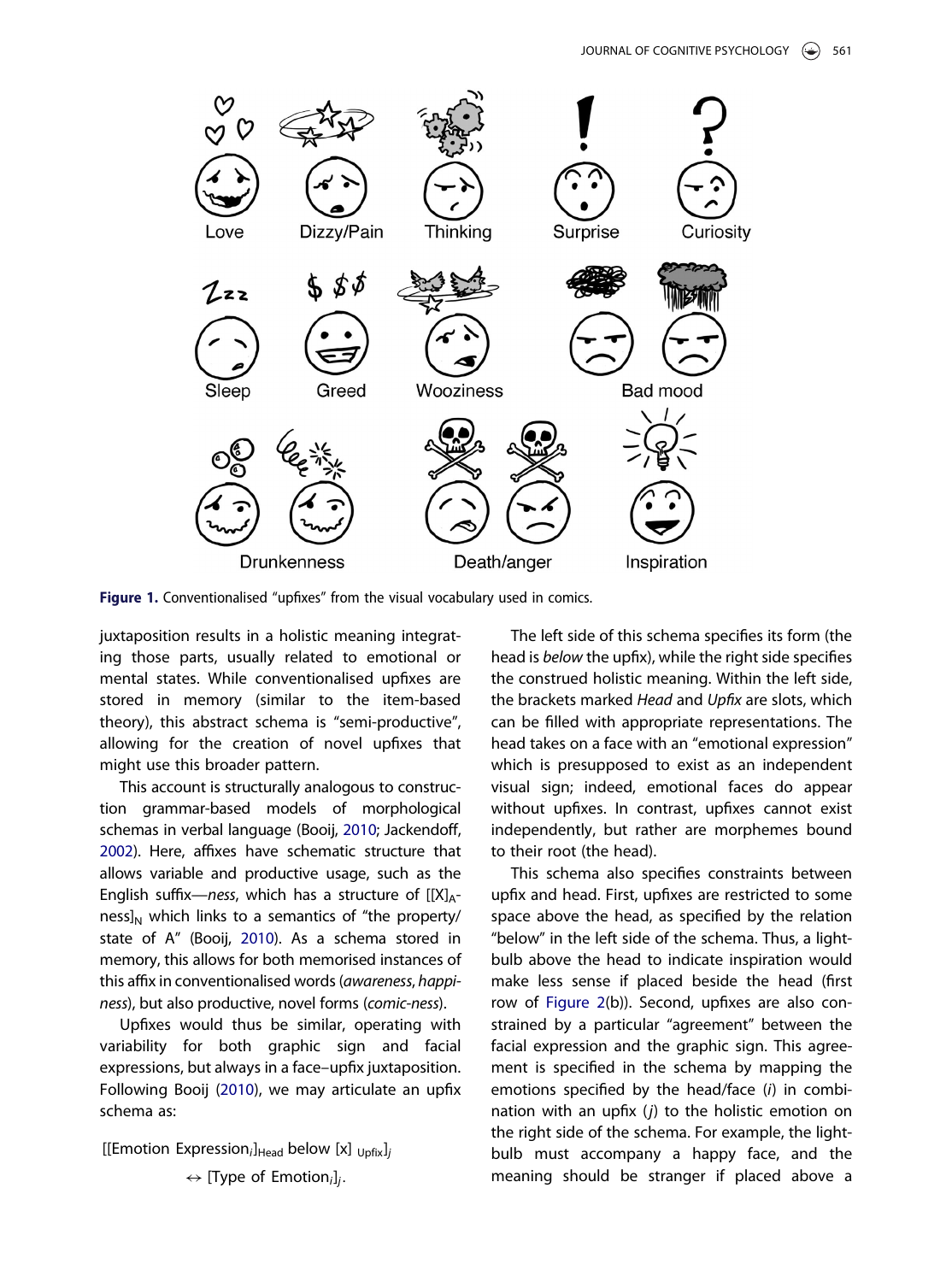Figure 1. Conventionalised "upfixes" from the visual vocabulary used in comics.

juxtaposition results in a holistic meaning integrating those parts, usually related to emotional or mental states. While conventionalised upfixes are stored in memory (similar to the item-based theory), this abstract schema is "semi-productive", allowing for the creation of novel upfixes that might use this broader pattern.

This account is structurally analogous to construction grammar-based models of morphological schemas in verbal language (Booij, 2010; Jackendoff, 2002). Here, affixes have schematic structure that allows variable and productive usage, such as the English suffix—*ness*, which has a structure of $[[X]_A\text{-ness}]_N$ which links to a semantics of "the property/state of A" (Booij, 2010). As a schema stored in memory, this allows for both memorised instances of this affix in conventionalised words (*awareness*, *happiness*), but also productive, novel forms (*comic-ness*).

Upfixes would thus be similar, operating with variability for both graphic sign and facial expressions, but always in a face–upfix juxtaposition. Following Booij (2010), we may articulate an upfix schema as:

$$[[\text{Emotion Expression}_i]_{\text{Head}} \text{ below } [\text{x}]_{\text{ Upfix}}]_j \leftrightarrow [\text{Type of Emotion}_i]_j.$$

The left side of this schema specifies its form (the head is *below* the upfix), while the right side specifies the construed holistic meaning. Within the left side, the brackets marked *Head* and *Upfix* are slots, which can be filled with appropriate representations. The head takes on a face with an "emotional expression" which is presupposed to exist as an independent visual sign; indeed, emotional faces do appear without upfixes. In contrast, upfixes cannot exist independently, but rather are morphemes bound to their root (the head).

This schema also specifies constraints between upfix and head. First, upfixes are restricted to some space above the head, as specified by the relation "below" in the left side of the schema. Thus, a lightbulb above the head to indicate inspiration would make less sense if placed beside the head (first row of Figure 2(b)). Second, upfixes are also constrained by a particular "agreement" between the facial expression and the graphic sign. This agreement is specified in the schema by mapping the emotions specified by the head/face ($i$) in combination with an upfix ($j$) to the holistic emotion on the right side of the schema. For example, the lightbulb must accompany a happy face, and the meaning should be stranger if placed above a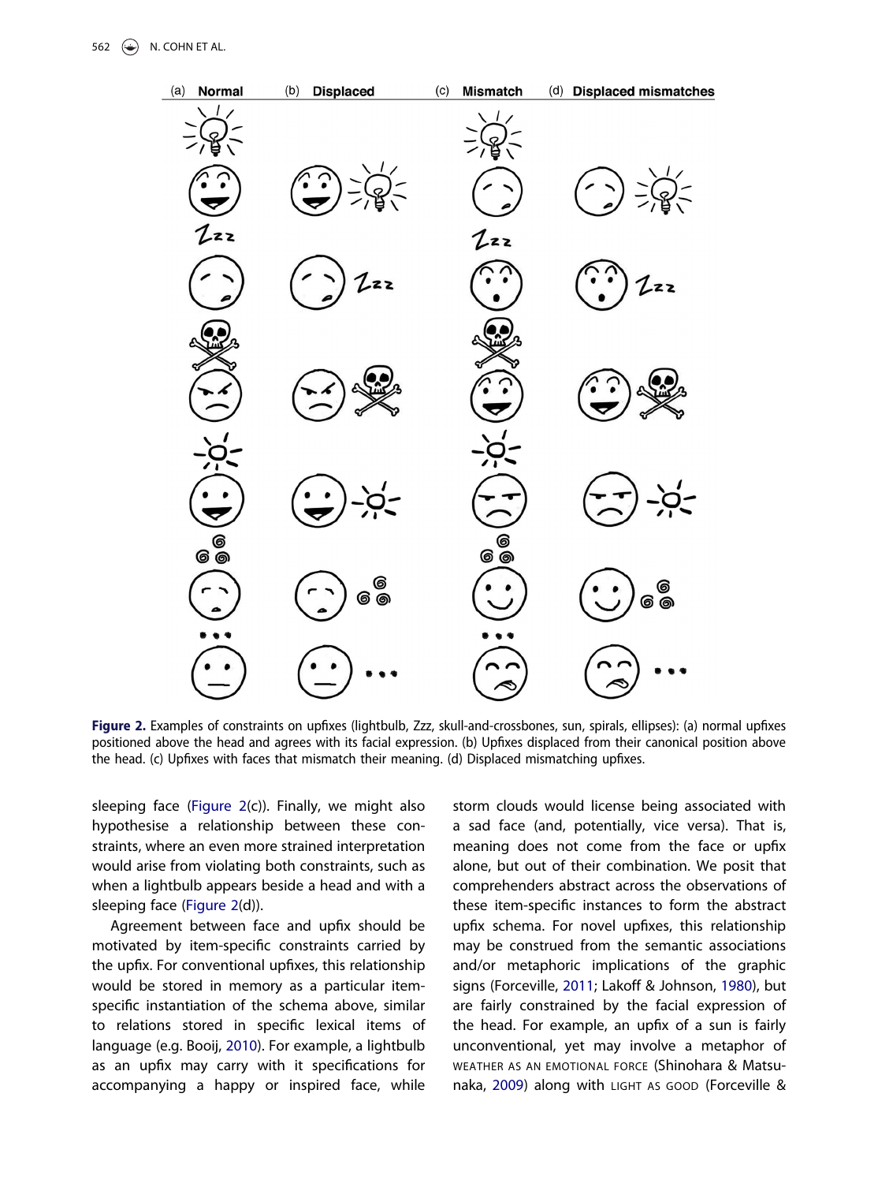**Figure 2.** Examples of constraints on upfixes (lightbulb, Zzz, skull-and-crossbones, sun, spirals, ellipses): (a) normal upfixes positioned above the head and agrees with its facial expression. (b) Upfixes displaced from their canonical position above the head. (c) Upfixes with faces that mismatch their meaning. (d) Displaced mismatching upfixes.

sleeping face (Figure 2(c)). Finally, we might also hypothesise a relationship between these constraints, where an even more strained interpretation would arise from violating both constraints, such as when a lightbulb appears beside a head and with a sleeping face (Figure 2(d)).

Agreement between face and upfix should be motivated by item-specific constraints carried by the upfix. For conventional upfixes, this relationship would be stored in memory as a particular item-specific instantiation of the schema above, similar to relations stored in specific lexical items of language (e.g. Booij, 2010). For example, a lightbulb as an upfix may carry with it specifications for accompanying a happy or inspired face, while storm clouds would license being associated with a sad face (and, potentially, vice versa). That is, meaning does not come from the face or upfix alone, but out of their combination. We posit that comprehenders abstract across the observations of these item-specific instances to form the abstract upfix schema. For novel upfixes, this relationship may be construed from the semantic associations and/or metaphoric implications of the graphic signs (Forceville, 2011; Lakoff & Johnson, 1980), but are fairly constrained by the facial expression of the head. For example, an upfix of a sun is fairly unconventional, yet may involve a metaphor of WEATHER AS AN EMOTIONAL FORCE (Shinohara & Matsunaka, 2009) along with LIGHT AS GOOD (Forceville &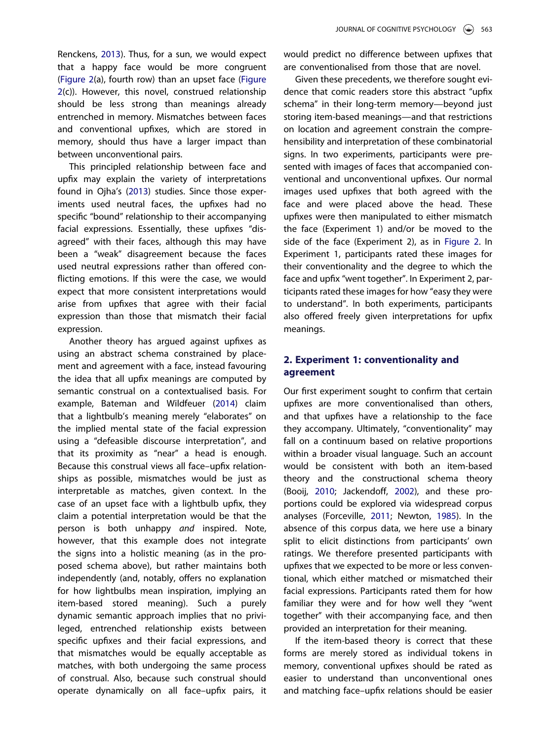Renckens, 2013). Thus, for a sun, we would expect that a happy face would be more congruent (Figure 2(a), fourth row) than an upset face (Figure 2(c)). However, this novel, construed relationship should be less strong than meanings already entrenched in memory. Mismatches between faces and conventional upfixes, which are stored in memory, should thus have a larger impact than between unconventional pairs.

This principled relationship between face and upfix may explain the variety of interpretations found in Ojha's (2013) studies. Since those experiments used neutral faces, the upfixes had no specific "bound" relationship to their accompanying facial expressions. Essentially, these upfixes "disagreed" with their faces, although this may have been a "weak" disagreement because the faces used neutral expressions rather than offered conflicting emotions. If this were the case, we would expect that more consistent interpretations would arise from upfixes that agree with their facial expression than those that mismatch their facial expression.

Another theory has argued against upfixes as using an abstract schema constrained by placement and agreement with a face, instead favouring the idea that all upfix meanings are computed by semantic construal on a contextualised basis. For example, Bateman and Wildfeuer (2014) claim that a lightbulb's meaning merely "elaborates" on the implied mental state of the facial expression using a "defeasible discourse interpretation", and that its proximity as "near" a head is enough. Because this construal views all face–upfix relationships as possible, mismatches would be just as interpretable as matches, given context. In the case of an upset face with a lightbulb upfix, they claim a potential interpretation would be that the person is both unhappy *and* inspired. Note, however, that this example does not integrate the signs into a holistic meaning (as in the proposed schema above), but rather maintains both independently (and, notably, offers no explanation for how lightbulbs mean inspiration, implying an item-based stored meaning). Such a purely dynamic semantic approach implies that no privileged, entrenched relationship exists between specific upfixes and their facial expressions, and that mismatches would be equally acceptable as matches, with both undergoing the same process of construal. Also, because such construal should operate dynamically on all face–upfix pairs, it would predict no difference between upfixes that are conventionalised from those that are novel.

Given these precedents, we therefore sought evidence that comic readers store this abstract "upfix schema" in their long-term memory—beyond just storing item-based meanings—and that restrictions on location and agreement constrain the comprehensibility and interpretation of these combinatorial signs. In two experiments, participants were presented with images of faces that accompanied conventional and unconventional upfixes. Our normal images used upfixes that both agreed with the face and were placed above the head. These upfixes were then manipulated to either mismatch the face (Experiment 1) and/or be moved to the side of the face (Experiment 2), as in Figure 2. In Experiment 1, participants rated these images for their conventionality and the degree to which the face and upfix "went together". In Experiment 2, participants rated these images for how "easy they were to understand". In both experiments, participants also offered freely given interpretations for upfix meanings.

## 2. Experiment 1: conventionality and agreement

Our first experiment sought to confirm that certain upfixes are more conventionalised than others, and that upfixes have a relationship to the face they accompany. Ultimately, "conventionality" may fall on a continuum based on relative proportions within a broader visual language. Such an account would be consistent with both an item-based theory and the constructional schema theory (Booij, 2010; Jackendoff, 2002), and these proportions could be explored via widespread corpus analyses (Forceville, 2011; Newton, 1985). In the absence of this corpus data, we here use a binary split to elicit distinctions from participants' own ratings. We therefore presented participants with upfixes that we expected to be more or less conventional, which either matched or mismatched their facial expressions. Participants rated them for how familiar they were and for how well they "went together" with their accompanying face, and then provided an interpretation for their meaning.

If the item-based theory is correct that these forms are merely stored as individual tokens in memory, conventional upfixes should be rated as easier to understand than unconventional ones and matching face–upfix relations should be easier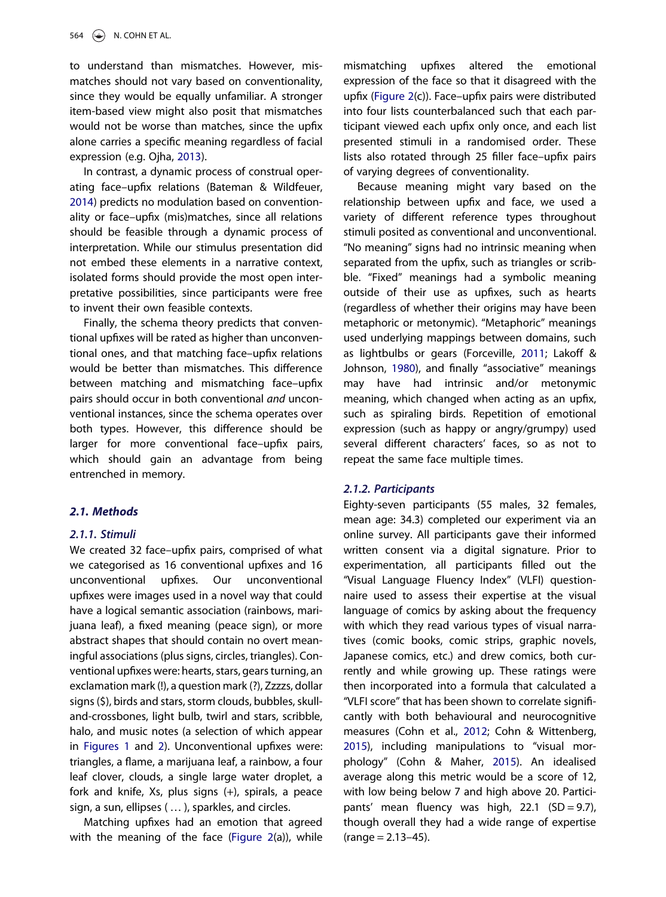to understand than mismatches. However, mismatches should not vary based on conventionality, since they would be equally unfamiliar. A stronger item-based view might also posit that mismatches would not be worse than matches, since the upfix alone carries a specific meaning regardless of facial expression (e.g. Ojha, 2013).

In contrast, a dynamic process of construal operating face–upfix relations (Bateman & Wildfeuer, 2014) predicts no modulation based on conventionality or face–upfix (mis)matches, since all relations should be feasible through a dynamic process of interpretation. While our stimulus presentation did not embed these elements in a narrative context, isolated forms should provide the most open interpretative possibilities, since participants were free to invent their own feasible contexts.

Finally, the schema theory predicts that conventional upfixes will be rated as higher than unconventional ones, and that matching face–upfix relations would be better than mismatches. This difference between matching and mismatching face–upfix pairs should occur in both conventional *and* unconventional instances, since the schema operates over both types. However, this difference should be larger for more conventional face–upfix pairs, which should gain an advantage from being entrenched in memory.

## 2.1. Methods

### 2.1.1. Stimuli

We created 32 face–upfix pairs, comprised of what we categorised as 16 conventional upfixes and 16 unconventional upfixes. Our unconventional upfixes were images used in a novel way that could have a logical semantic association (rainbows, marijuana leaf), a fixed meaning (peace sign), or more abstract shapes that should contain no overt meaningful associations (plus signs, circles, triangles). Conventional upfixes were: hearts, stars, gears turning, an exclamation mark (!), a question mark (?), Zzzzs, dollar signs ($), birds and stars, storm clouds, bubbles, skull-and-crossbones, light bulb, twirl and stars, scribble, halo, and music notes (a selection of which appear in Figures 1 and 2). Unconventional upfixes were: triangles, a flame, a marijuana leaf, a rainbow, a four leaf clover, clouds, a single large water droplet, a fork and knife, Xs, plus signs (+), spirals, a peace sign, a sun, ellipses ( … ), sparkles, and circles.

Matching upfixes had an emotion that agreed with the meaning of the face (Figure 2(a)), while mismatching upfixes altered the emotional expression of the face so that it disagreed with the upfix (Figure 2(c)). Face–upfix pairs were distributed into four lists counterbalanced such that each participant viewed each upfix only once, and each list presented stimuli in a randomised order. These lists also rotated through 25 filler face–upfix pairs of varying degrees of conventionality.

Because meaning might vary based on the relationship between upfix and face, we used a variety of different reference types throughout stimuli posited as conventional and unconventional. "No meaning" signs had no intrinsic meaning when separated from the upfix, such as triangles or scribble. "Fixed" meanings had a symbolic meaning outside of their use as upfixes, such as hearts (regardless of whether their origins may have been metaphoric or metonymic). "Metaphoric" meanings used underlying mappings between domains, such as lightbulbs or gears (Forceville, 2011; Lakoff & Johnson, 1980), and finally "associative" meanings may have had intrinsic and/or metonymic meaning, which changed when acting as an upfix, such as spiraling birds. Repetition of emotional expression (such as happy or angry/grumpy) used several different characters' faces, so as not to repeat the same face multiple times.

### 2.1.2. Participants

Eighty-seven participants (55 males, 32 females, mean age: 34.3) completed our experiment via an online survey. All participants gave their informed written consent via a digital signature. Prior to experimentation, all participants filled out the "Visual Language Fluency Index" (VLFI) questionnaire used to assess their expertise at the visual language of comics by asking about the frequency with which they read various types of visual narratives (comic books, comic strips, graphic novels, Japanese comics, etc.) and drew comics, both currently and while growing up. These ratings were then incorporated into a formula that calculated a "VLFI score" that has been shown to correlate significantly with both behavioural and neurocognitive measures (Cohn et al., 2012; Cohn & Wittenberg, 2015), including manipulations to "visual morphology" (Cohn & Maher, 2015). An idealised average along this metric would be a score of 12, with low being below 7 and high above 20. Participants' mean fluency was high, 22.1 (SD = 9.7), though overall they had a wide range of expertise (range = 2.13–45).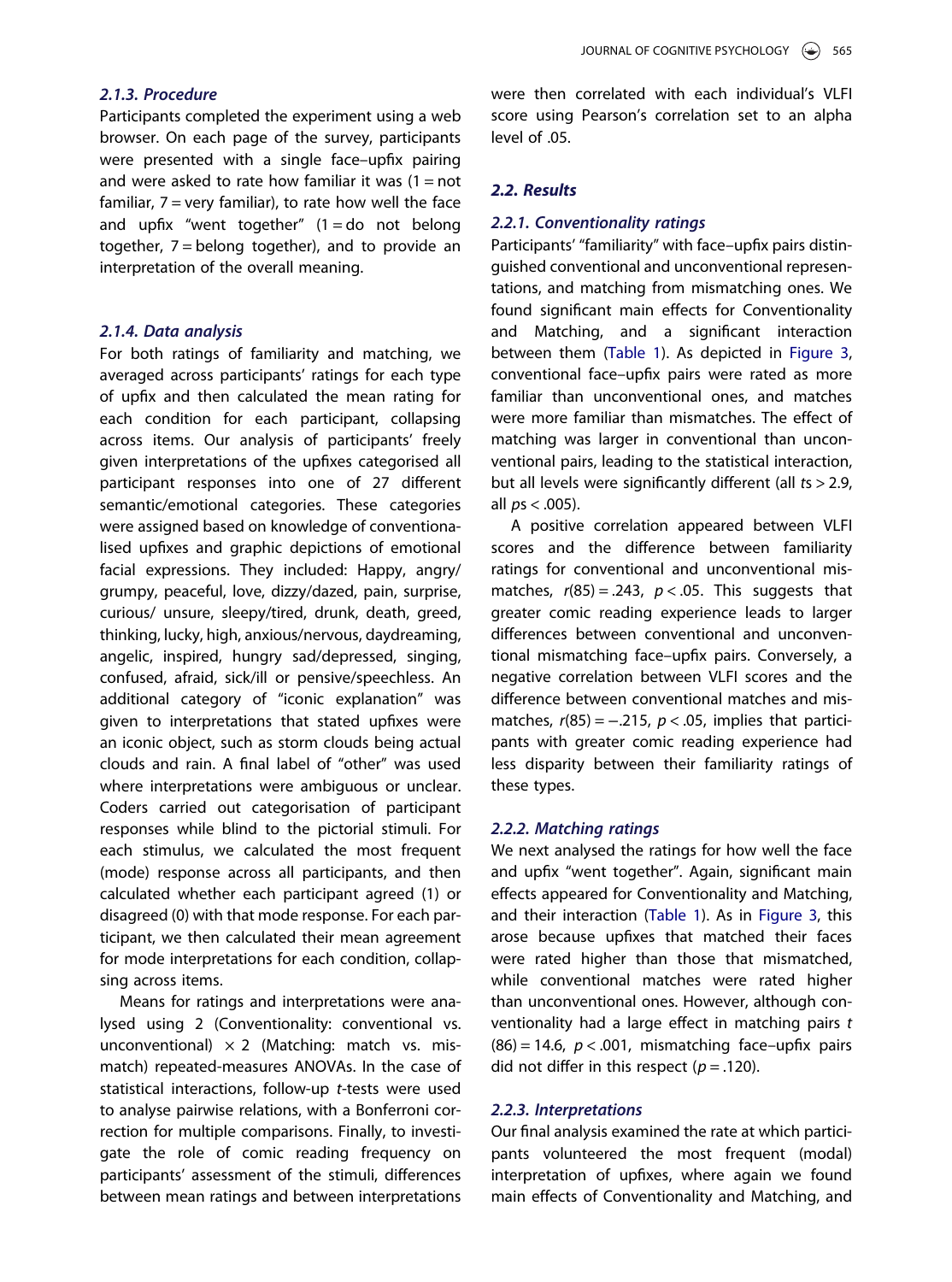#### 2.1.3. Procedure

Participants completed the experiment using a web browser. On each page of the survey, participants were presented with a single face–upfix pairing and were asked to rate how familiar it was (1 = not familiar, 7 = very familiar), to rate how well the face and upfix "went together" (1 = do not belong together, 7 = belong together), and to provide an interpretation of the overall meaning.

#### 2.1.4. Data analysis

For both ratings of familiarity and matching, we averaged across participants' ratings for each type of upfix and then calculated the mean rating for each condition for each participant, collapsing across items. Our analysis of participants' freely given interpretations of the upfixes categorised all participant responses into one of 27 different semantic/emotional categories. These categories were assigned based on knowledge of conventionalised upfixes and graphic depictions of emotional facial expressions. They included: Happy, angry/grumpy, peaceful, love, dizzy/dazed, pain, surprise, curious/ unsure, sleepy/tired, drunk, death, greed, thinking, lucky, high, anxious/nervous, daydreaming, angelic, inspired, hungry sad/depressed, singing, confused, afraid, sick/ill or pensive/speechless. An additional category of "iconic explanation" was given to interpretations that stated upfixes were an iconic object, such as storm clouds being actual clouds and rain. A final label of "other" was used where interpretations were ambiguous or unclear. Coders carried out categorisation of participant responses while blind to the pictorial stimuli. For each stimulus, we calculated the most frequent (mode) response across all participants, and then calculated whether each participant agreed (1) or disagreed (0) with that mode response. For each participant, we then calculated their mean agreement for mode interpretations for each condition, collapsing across items.

Means for ratings and interpretations were analysed using 2 (Conventionality: conventional vs. unconventional) $\times$ 2 (Matching: match vs. mismatch) repeated-measures ANOVAs. In the case of statistical interactions, follow-up *t*-tests were used to analyse pairwise relations, with a Bonferroni correction for multiple comparisons. Finally, to investigate the role of comic reading frequency on participants' assessment of the stimuli, differences between mean ratings and between interpretations were then correlated with each individual's VLFI score using Pearson's correlation set to an alpha level of .05.

### 2.2. Results

#### 2.2.1. Conventionality ratings

Participants' "familiarity" with face–upfix pairs distinguished conventional and unconventional representations, and matching from mismatching ones. We found significant main effects for Conventionality and Matching, and a significant interaction between them (Table 1). As depicted in Figure 3, conventional face–upfix pairs were rated as more familiar than unconventional ones, and matches were more familiar than mismatches. The effect of matching was larger in conventional than unconventional pairs, leading to the statistical interaction, but all levels were significantly different (all $t$s > 2.9, all $p$s < .005).

A positive correlation appeared between VLFI scores and the difference between familiarity ratings for conventional and unconventional mismatches, $r(85) = .243$, $p < .05$. This suggests that greater comic reading experience leads to larger differences between conventional and unconventional mismatching face–upfix pairs. Conversely, a negative correlation between VLFI scores and the difference between conventional matches and mismatches, $r(85) = -.215$, $p < .05$, implies that participants with greater comic reading experience had less disparity between their familiarity ratings of these types.

#### 2.2.2. Matching ratings

We next analysed the ratings for how well the face and upfix "went together". Again, significant main effects appeared for Conventionality and Matching, and their interaction (Table 1). As in Figure 3, this arose because upfixes that matched their faces were rated higher than those that mismatched, while conventional matches were rated higher than unconventional ones. However, although conventionality had a large effect in matching pairs $t(86) = 14.6$, $p < .001$, mismatching face–upfix pairs did not differ in this respect ($p = .120$).

#### 2.2.3. Interpretations

Our final analysis examined the rate at which participants volunteered the most frequent (modal) interpretation of upfixes, where again we found main effects of Conventionality and Matching, and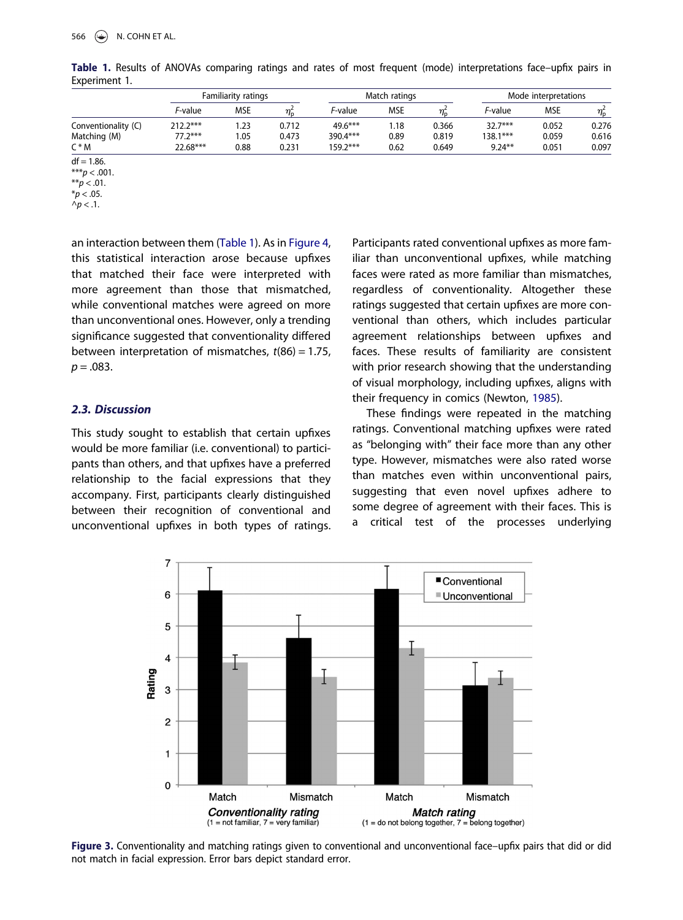**Table 1.** Results of ANOVAs comparing ratings and rates of most frequent (mode) interpretations face–upfix pairs in Experiment 1.

| | Familiarity ratings | | | Match ratings | | | Mode interpretations | | |
|---|---|---|---|---|---|---|---|---|---|
| | *F*-value | MSE | $\eta_p^2$ | *F*-value | MSE | $\eta_p^2$ | *F*-value | MSE | $\eta_p^2$ |
| Conventionality (C) | 212.2*** | 1.23 | 0.712 | 49.6*** | 1.18 | 0.366 | 32.7*** | 0.052 | 0.276 |
| Matching (M) | 77.2*** | 1.05 | 0.473 | 390.4*** | 0.89 | 0.819 | 138.1*** | 0.059 | 0.616 |
| C * M | 22.68*** | 0.88 | 0.231 | 159.2*** | 0.62 | 0.649 | 9.24** | 0.051 | 0.097 |

df = 1.86.
***$p < .001$.
**$p < .01$.
*$p < .05$.
^$p < .1$.

an interaction between them (Table 1). As in Figure 4, this statistical interaction arose because upfixes that matched their face were interpreted with more agreement than those that mismatched, while conventional matches were agreed on more than unconventional ones. However, only a trending significance suggested that conventionality differed between interpretation of mismatches, $t(86) = 1.75$, $p = .083$.

### 2.3. Discussion

This study sought to establish that certain upfixes would be more familiar (i.e. conventional) to participants than others, and that upfixes have a preferred relationship to the facial expressions that they accompany. First, participants clearly distinguished between their recognition of conventional and unconventional upfixes in both types of ratings. Participants rated conventional upfixes as more familiar than unconventional upfixes, while matching faces were rated as more familiar than mismatches, regardless of conventionality. Altogether these ratings suggested that certain upfixes are more conventional than others, which includes particular agreement relationships between upfixes and faces. These results of familiarity are consistent with prior research showing that the understanding of visual morphology, including upfixes, aligns with their frequency in comics (Newton, 1985).

These findings were repeated in the matching ratings. Conventional matching upfixes were rated as "belonging with" their face more than any other type. However, mismatches were also rated worse than matches even within unconventional pairs, suggesting that even novel upfixes adhere to some degree of agreement with their faces. This is a critical test of the processes underlying

**Figure 3.** Conventionality and matching ratings given to conventional and unconventional face–upfix pairs that did or did not match in facial expression. Error bars depict standard error.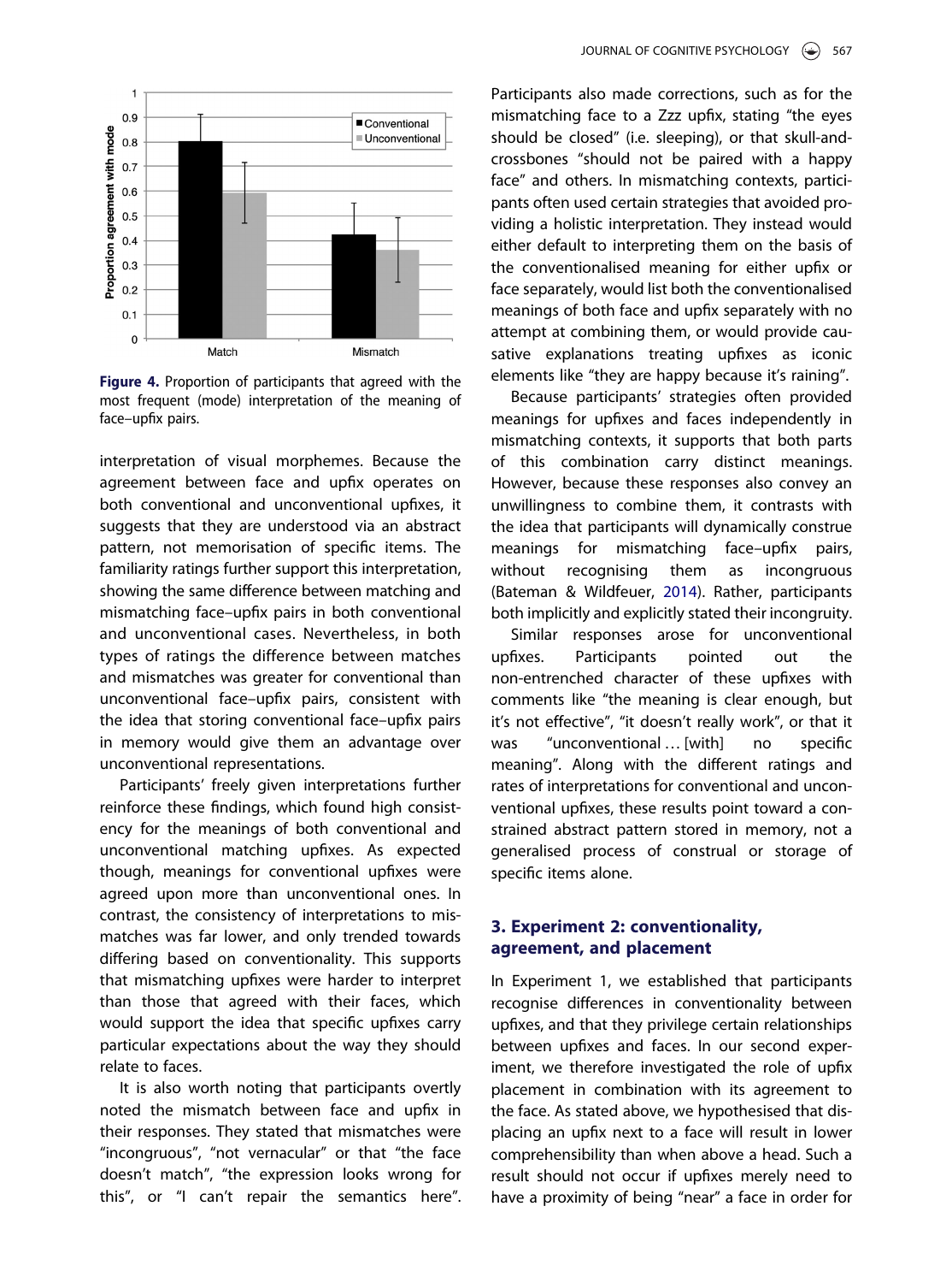**Figure 4.** Proportion of participants that agreed with the most frequent (mode) interpretation of the meaning of face–upfix pairs.

interpretation of visual morphemes. Because the agreement between face and upfix operates on both conventional and unconventional upfixes, it suggests that they are understood via an abstract pattern, not memorisation of specific items. The familiarity ratings further support this interpretation, showing the same difference between matching and mismatching face–upfix pairs in both conventional and unconventional cases. Nevertheless, in both types of ratings the difference between matches and mismatches was greater for conventional than unconventional face–upfix pairs, consistent with the idea that storing conventional face–upfix pairs in memory would give them an advantage over unconventional representations.

Participants' freely given interpretations further reinforce these findings, which found high consistency for the meanings of both conventional and unconventional matching upfixes. As expected though, meanings for conventional upfixes were agreed upon more than unconventional ones. In contrast, the consistency of interpretations to mismatches was far lower, and only trended towards differing based on conventionality. This supports that mismatching upfixes were harder to interpret than those that agreed with their faces, which would support the idea that specific upfixes carry particular expectations about the way they should relate to faces.

It is also worth noting that participants overtly noted the mismatch between face and upfix in their responses. They stated that mismatches were "incongruous", "not vernacular" or that "the face doesn't match", "the expression looks wrong for this", or "I can't repair the semantics here". Participants also made corrections, such as for the mismatching face to a Zzz upfix, stating "the eyes should be closed" (i.e. sleeping), or that skull-and-crossbones "should not be paired with a happy face" and others. In mismatching contexts, participants often used certain strategies that avoided providing a holistic interpretation. They instead would either default to interpreting them on the basis of the conventionalised meaning for either upfix or face separately, would list both the conventionalised meanings of both face and upfix separately with no attempt at combining them, or would provide causative explanations treating upfixes as iconic elements like "they are happy because it's raining".

Because participants' strategies often provided meanings for upfixes and faces independently in mismatching contexts, it supports that both parts of this combination carry distinct meanings. However, because these responses also convey an unwillingness to combine them, it contrasts with the idea that participants will dynamically construe meanings for mismatching face–upfix pairs, without recognising them as incongruous (Bateman & Wildfeuer, 2014). Rather, participants both implicitly and explicitly stated their incongruity.

Similar responses arose for unconventional upfixes. Participants pointed out the non-entrenched character of these upfixes with comments like "the meaning is clear enough, but it's not effective", "it doesn't really work", or that it was "unconventional … [with] no specific meaning". Along with the different ratings and rates of interpretations for conventional and unconventional upfixes, these results point toward a constrained abstract pattern stored in memory, not a generalised process of construal or storage of specific items alone.

## 3. Experiment 2: conventionality, agreement, and placement

In Experiment 1, we established that participants recognise differences in conventionality between upfixes, and that they privilege certain relationships between upfixes and faces. In our second experiment, we therefore investigated the role of upfix placement in combination with its agreement to the face. As stated above, we hypothesised that displacing an upfix next to a face will result in lower comprehensibility than when above a head. Such a result should not occur if upfixes merely need to have a proximity of being "near" a face in order for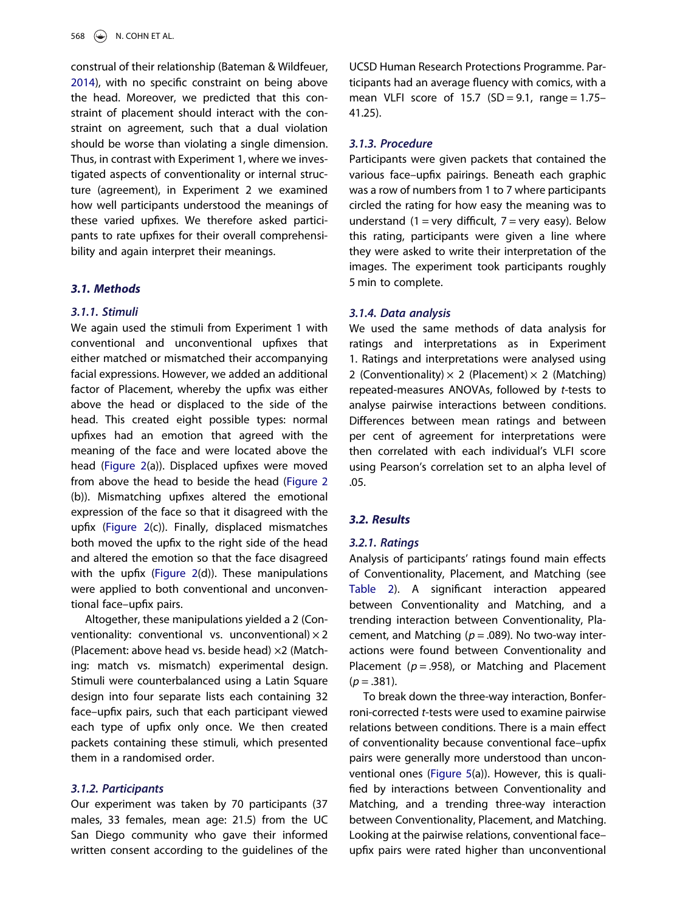construal of their relationship (Bateman & Wildfeuer, 2014), with no specific constraint on being above the head. Moreover, we predicted that this constraint of placement should interact with the constraint on agreement, such that a dual violation should be worse than violating a single dimension. Thus, in contrast with Experiment 1, where we investigated aspects of conventionality or internal structure (agreement), in Experiment 2 we examined how well participants understood the meanings of these varied upfixes. We therefore asked participants to rate upfixes for their overall comprehensibility and again interpret their meanings.

### 3.1. Methods

#### 3.1.1. Stimuli

We again used the stimuli from Experiment 1 with conventional and unconventional upfixes that either matched or mismatched their accompanying facial expressions. However, we added an additional factor of Placement, whereby the upfix was either above the head or displaced to the side of the head. This created eight possible types: normal upfixes had an emotion that agreed with the meaning of the face and were located above the head (Figure 2(a)). Displaced upfixes were moved from above the head to beside the head (Figure 2(b)). Mismatching upfixes altered the emotional expression of the face so that it disagreed with the upfix (Figure 2(c)). Finally, displaced mismatches both moved the upfix to the right side of the head and altered the emotion so that the face disagreed with the upfix (Figure 2(d)). These manipulations were applied to both conventional and unconventional face–upfix pairs.

Altogether, these manipulations yielded a 2 (Conventionality: conventional vs. unconventional) × 2 (Placement: above head vs. beside head) ×2 (Matching: match vs. mismatch) experimental design. Stimuli were counterbalanced using a Latin Square design into four separate lists each containing 32 face–upfix pairs, such that each participant viewed each type of upfix only once. We then created packets containing these stimuli, which presented them in a randomised order.

#### 3.1.2. Participants

Our experiment was taken by 70 participants (37 males, 33 females, mean age: 21.5) from the UC San Diego community who gave their informed written consent according to the guidelines of the UCSD Human Research Protections Programme. Participants had an average fluency with comics, with a mean VLFI score of 15.7 (SD = 9.1, range = 1.75–41.25).

#### 3.1.3. Procedure

Participants were given packets that contained the various face–upfix pairings. Beneath each graphic was a row of numbers from 1 to 7 where participants circled the rating for how easy the meaning was to understand (1 = very difficult, 7 = very easy). Below this rating, participants were given a line where they were asked to write their interpretation of the images. The experiment took participants roughly 5 min to complete.

#### 3.1.4. Data analysis

We used the same methods of data analysis for ratings and interpretations as in Experiment 1. Ratings and interpretations were analysed using 2 (Conventionality) × 2 (Placement) × 2 (Matching) repeated-measures ANOVAs, followed by *t*-tests to analyse pairwise interactions between conditions. Differences between mean ratings and between per cent of agreement for interpretations were then correlated with each individual's VLFI score using Pearson's correlation set to an alpha level of .05.

### 3.2. Results

#### 3.2.1. Ratings

Analysis of participants' ratings found main effects of Conventionality, Placement, and Matching (see Table 2). A significant interaction appeared between Conventionality and Matching, and a trending interaction between Conventionality, Placement, and Matching ($p = .089$). No two-way interactions were found between Conventionality and Placement ($p = .958$), or Matching and Placement ($p = .381$).

To break down the three-way interaction, Bonferroni-corrected *t*-tests were used to examine pairwise relations between conditions. There is a main effect of conventionality because conventional face–upfix pairs were generally more understood than unconventional ones (Figure 5(a)). However, this is qualified by interactions between Conventionality and Matching, and a trending three-way interaction between Conventionality, Placement, and Matching. Looking at the pairwise relations, conventional face–upfix pairs were rated higher than unconventional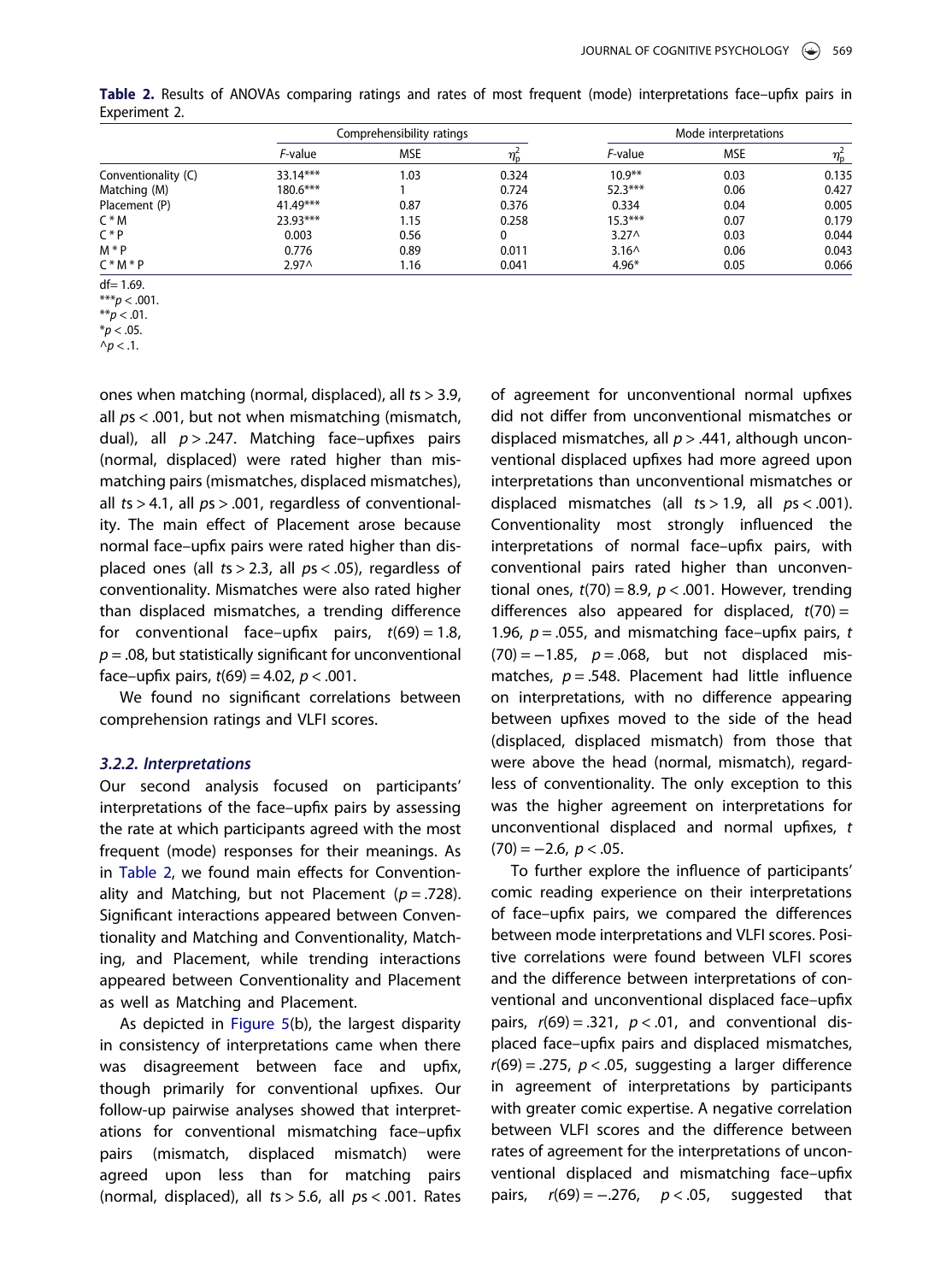**Table 2.** Results of ANOVAs comparing ratings and rates of most frequent (mode) interpretations face–upfix pairs in Experiment 2.

| | Comprehensibility ratings | | | Mode interpretations | | |
|---|---|---|---|---|---|---|
| | *F*-value | MSE | $\eta_p^2$ | *F*-value | MSE | $\eta_p^2$ |
| Conventionality (C) | 33.14*** | 1.03 | 0.324 | 10.9** | 0.03 | 0.135 |
| Matching (M) | 180.6*** | 1 | 0.724 | 52.3*** | 0.06 | 0.427 |
| Placement (P) | 41.49*** | 0.87 | 0.376 | 0.334 | 0.04 | 0.005 |
| C * M | 23.93*** | 1.15 | 0.258 | 15.3*** | 0.07 | 0.179 |
| C * P | 0.003 | 0.56 | 0 | 3.27^ | 0.03 | 0.044 |
| M * P | 0.776 | 0.89 | 0.011 | 3.16^ | 0.06 | 0.043 |
| C * M * P | 2.97^ | 1.16 | 0.041 | 4.96* | 0.05 | 0.066 |

df= 1.69.
***$p < .001$.
**$p < .01$.
*$p < .05$.
^$p < .1$.

ones when matching (normal, displaced), all $ts > 3.9$, all $ps < .001$, but not when mismatching (mismatch, dual), all $p > .247$. Matching face–upfixes pairs (normal, displaced) were rated higher than mismatching pairs (mismatches, displaced mismatches), all $ts > 4.1$, all $ps > .001$, regardless of conventionality. The main effect of Placement arose because normal face–upfix pairs were rated higher than displaced ones (all $ts > 2.3$, all $ps < .05$), regardless of conventionality. Mismatches were also rated higher than displaced mismatches, a trending difference for conventional face–upfix pairs, $t(69) = 1.8$, $p = .08$, but statistically significant for unconventional face–upfix pairs, $t(69) = 4.02$, $p < .001$.

We found no significant correlations between comprehension ratings and VLFI scores.

#### *3.2.2. Interpretations*

Our second analysis focused on participants' interpretations of the face–upfix pairs by assessing the rate at which participants agreed with the most frequent (mode) responses for their meanings. As in Table 2, we found main effects for Conventionality and Matching, but not Placement ($p = .728$). Significant interactions appeared between Conventionality and Matching and Conventionality, Matching, and Placement, while trending interactions appeared between Conventionality and Placement as well as Matching and Placement.

As depicted in Figure 5(b), the largest disparity in consistency of interpretations came when there was disagreement between face and upfix, though primarily for conventional upfixes. Our follow-up pairwise analyses showed that interpretations for conventional mismatching face–upfix pairs (mismatch, displaced mismatch) were agreed upon less than for matching pairs (normal, displaced), all $ts > 5.6$, all $ps < .001$. Rates of agreement for unconventional normal upfixes did not differ from unconventional mismatches or displaced mismatches, all $p > .441$, although unconventional displaced upfixes had more agreed upon interpretations than unconventional mismatches or displaced mismatches (all $ts > 1.9$, all $ps < .001$). Conventionality most strongly influenced the interpretations of normal face–upfix pairs, with conventional pairs rated higher than unconventional ones, $t(70) = 8.9$, $p < .001$. However, trending differences also appeared for displaced, $t(70) = 1.96$, $p = .055$, and mismatching face–upfix pairs, $t(70) = -1.85$, $p = .068$, but not displaced mismatches, $p = .548$. Placement had little influence on interpretations, with no difference appearing between upfixes moved to the side of the head (displaced, displaced mismatch) from those that were above the head (normal, mismatch), regardless of conventionality. The only exception to this was the higher agreement on interpretations for unconventional displaced and normal upfixes, $t(70) = -2.6$, $p < .05$.

To further explore the influence of participants' comic reading experience on their interpretations of face–upfix pairs, we compared the differences between mode interpretations and VLFI scores. Positive correlations were found between VLFI scores and the difference between interpretations of conventional and unconventional displaced face–upfix pairs, $r(69) = .321$, $p < .01$, and conventional displaced face–upfix pairs and displaced mismatches, $r(69) = .275$, $p < .05$, suggesting a larger difference in agreement of interpretations by participants with greater comic expertise. A negative correlation between VLFI scores and the difference between rates of agreement for the interpretations of unconventional displaced and mismatching face–upfix pairs, $r(69) = -.276$, $p < .05$, suggested that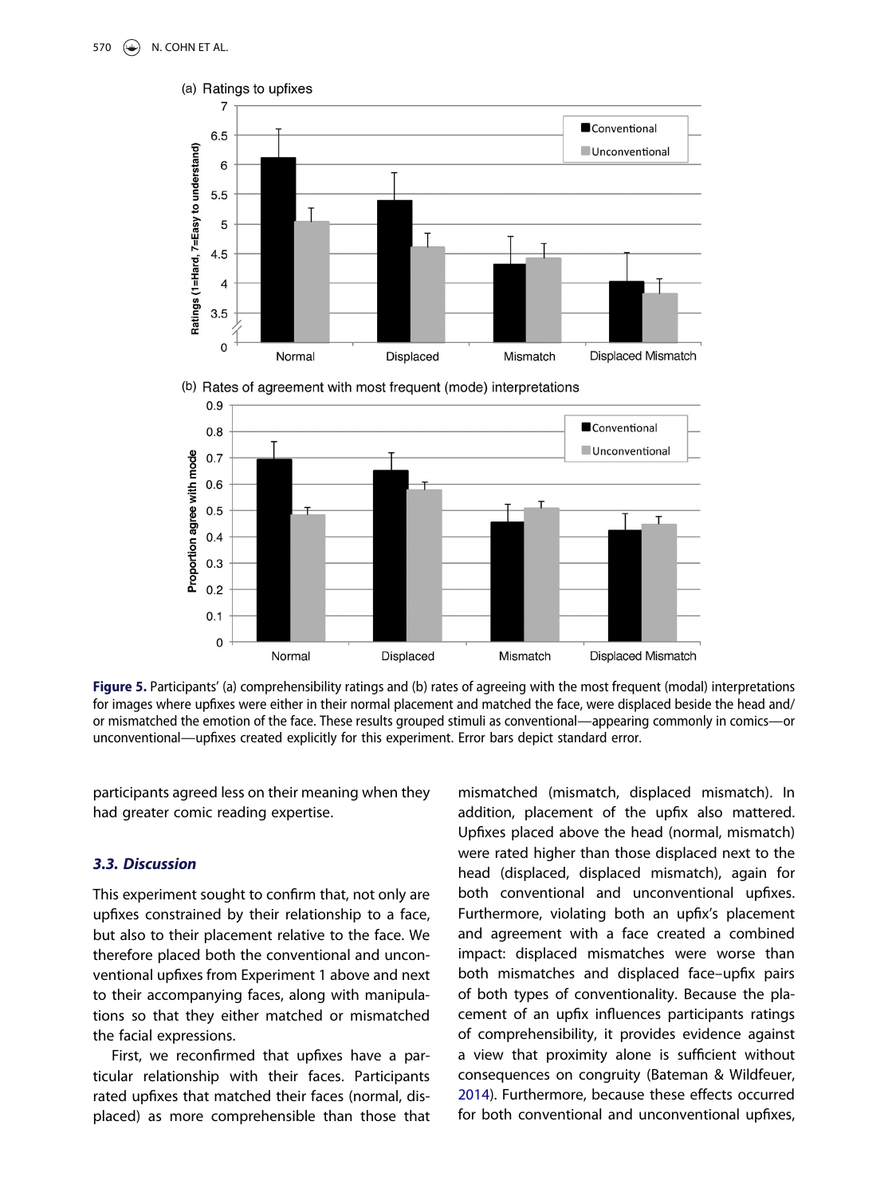**Figure 5.** Participants' (a) comprehensibility ratings and (b) rates of agreeing with the most frequent (modal) interpretations for images where upfixes were either in their normal placement and matched the face, were displaced beside the head and/or mismatched the emotion of the face. These results grouped stimuli as conventional—appearing commonly in comics—or unconventional—upfixes created explicitly for this experiment. Error bars depict standard error.

participants agreed less on their meaning when they had greater comic reading expertise.

### 3.3. Discussion

This experiment sought to confirm that, not only are upfixes constrained by their relationship to a face, but also to their placement relative to the face. We therefore placed both the conventional and unconventional upfixes from Experiment 1 above and next to their accompanying faces, along with manipulations so that they either matched or mismatched the facial expressions.

First, we reconfirmed that upfixes have a particular relationship with their faces. Participants rated upfixes that matched their faces (normal, displaced) as more comprehensible than those that mismatched (mismatch, displaced mismatch). In addition, placement of the upfix also mattered. Upfixes placed above the head (normal, mismatch) were rated higher than those displaced next to the head (displaced, displaced mismatch), again for both conventional and unconventional upfixes. Furthermore, violating both an upfix's placement and agreement with a face created a combined impact: displaced mismatches were worse than both mismatches and displaced face–upfix pairs of both types of conventionality. Because the placement of an upfix influences participants ratings of comprehensibility, it provides evidence against a view that proximity alone is sufficient without consequences on congruity (Bateman & Wildfeuer, 2014). Furthermore, because these effects occurred for both conventional and unconventional upfixes,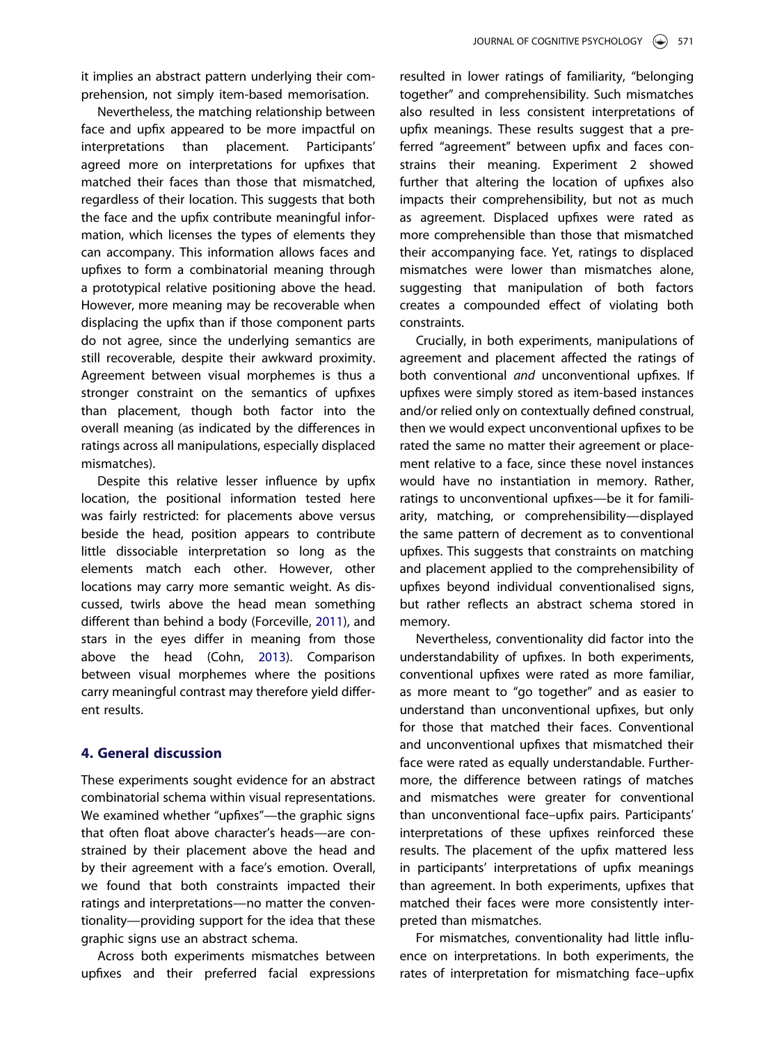it implies an abstract pattern underlying their comprehension, not simply item-based memorisation.

Nevertheless, the matching relationship between face and upfix appeared to be more impactful on interpretations than placement. Participants' agreed more on interpretations for upfixes that matched their faces than those that mismatched, regardless of their location. This suggests that both the face and the upfix contribute meaningful information, which licenses the types of elements they can accompany. This information allows faces and upfixes to form a combinatorial meaning through a prototypical relative positioning above the head. However, more meaning may be recoverable when displacing the upfix than if those component parts do not agree, since the underlying semantics are still recoverable, despite their awkward proximity. Agreement between visual morphemes is thus a stronger constraint on the semantics of upfixes than placement, though both factor into the overall meaning (as indicated by the differences in ratings across all manipulations, especially displaced mismatches).

Despite this relative lesser influence by upfix location, the positional information tested here was fairly restricted: for placements above versus beside the head, position appears to contribute little dissociable interpretation so long as the elements match each other. However, other locations may carry more semantic weight. As discussed, twirls above the head mean something different than behind a body (Forceville, 2011), and stars in the eyes differ in meaning from those above the head (Cohn, 2013). Comparison between visual morphemes where the positions carry meaningful contrast may therefore yield different results.

## 4. General discussion

These experiments sought evidence for an abstract combinatorial schema within visual representations. We examined whether "upfixes"—the graphic signs that often float above character's heads—are constrained by their placement above the head and by their agreement with a face's emotion. Overall, we found that both constraints impacted their ratings and interpretations—no matter the conventionality—providing support for the idea that these graphic signs use an abstract schema.

Across both experiments mismatches between upfixes and their preferred facial expressions resulted in lower ratings of familiarity, "belonging together" and comprehensibility. Such mismatches also resulted in less consistent interpretations of upfix meanings. These results suggest that a preferred "agreement" between upfix and faces constrain their meaning. Experiment 2 showed further that altering the location of upfixes also impacts their comprehensibility, but not as much as agreement. Displaced upfixes were rated as more comprehensible than those that mismatched their accompanying face. Yet, ratings to displaced mismatches were lower than mismatches alone, suggesting that manipulation of both factors creates a compounded effect of violating both constraints.

Crucially, in both experiments, manipulations of agreement and placement affected the ratings of both conventional *and* unconventional upfixes. If upfixes were simply stored as item-based instances and/or relied only on contextually defined construal, then we would expect unconventional upfixes to be rated the same no matter their agreement or placement relative to a face, since these novel instances would have no instantiation in memory. Rather, ratings to unconventional upfixes—be it for familiarity, matching, or comprehensibility—displayed the same pattern of decrement as to conventional upfixes. This suggests that constraints on matching and placement applied to the comprehensibility of upfixes beyond individual conventionalised signs, but rather reflects an abstract schema stored in memory.

Nevertheless, conventionality did factor into the understandability of upfixes. In both experiments, conventional upfixes were rated as more familiar, as more meant to "go together" and as easier to understand than unconventional upfixes, but only for those that matched their faces. Conventional and unconventional upfixes that mismatched their face were rated as equally understandable. Furthermore, the difference between ratings of matches and mismatches were greater for conventional than unconventional face–upfix pairs. Participants' interpretations of these upfixes reinforced these results. The placement of the upfix mattered less in participants' interpretations of upfix meanings than agreement. In both experiments, upfixes that matched their faces were more consistently interpreted than mismatches.

For mismatches, conventionality had little influence on interpretations. In both experiments, the rates of interpretation for mismatching face–upfix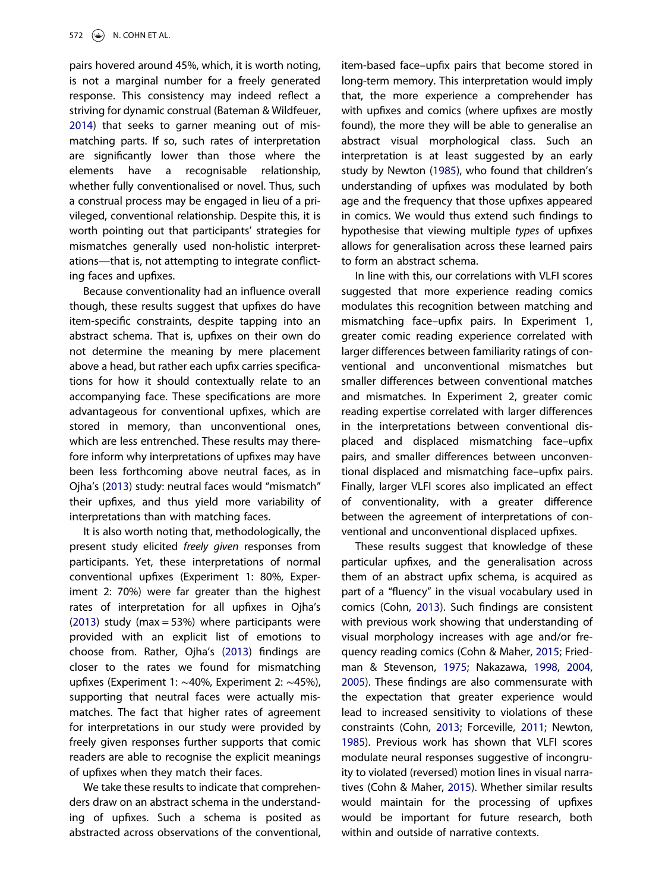pairs hovered around 45%, which, it is worth noting, is not a marginal number for a freely generated response. This consistency may indeed reflect a striving for dynamic construal (Bateman & Wildfeuer, 2014) that seeks to garner meaning out of mismatching parts. If so, such rates of interpretation are significantly lower than those where the elements have a recognisable relationship, whether fully conventionalised or novel. Thus, such a construal process may be engaged in lieu of a privileged, conventional relationship. Despite this, it is worth pointing out that participants' strategies for mismatches generally used non-holistic interpretations—that is, not attempting to integrate conflicting faces and upfixes.

Because conventionality had an influence overall though, these results suggest that upfixes do have item-specific constraints, despite tapping into an abstract schema. That is, upfixes on their own do not determine the meaning by mere placement above a head, but rather each upfix carries specifications for how it should contextually relate to an accompanying face. These specifications are more advantageous for conventional upfixes, which are stored in memory, than unconventional ones, which are less entrenched. These results may therefore inform why interpretations of upfixes may have been less forthcoming above neutral faces, as in Ojha's (2013) study: neutral faces would "mismatch" their upfixes, and thus yield more variability of interpretations than with matching faces.

It is also worth noting that, methodologically, the present study elicited *freely given* responses from participants. Yet, these interpretations of normal conventional upfixes (Experiment 1: 80%, Experiment 2: 70%) were far greater than the highest rates of interpretation for all upfixes in Ojha's (2013) study (max = 53%) where participants were provided with an explicit list of emotions to choose from. Rather, Ojha's (2013) findings are closer to the rates we found for mismatching upfixes (Experiment 1: ~40%, Experiment 2: ~45%), supporting that neutral faces were actually mismatches. The fact that higher rates of agreement for interpretations in our study were provided by freely given responses further supports that comic readers are able to recognise the explicit meanings of upfixes when they match their faces.

We take these results to indicate that comprehenders draw on an abstract schema in the understanding of upfixes. Such a schema is posited as abstracted across observations of the conventional, item-based face–upfix pairs that become stored in long-term memory. This interpretation would imply that, the more experience a comprehender has with upfixes and comics (where upfixes are mostly found), the more they will be able to generalise an abstract visual morphological class. Such an interpretation is at least suggested by an early study by Newton (1985), who found that children's understanding of upfixes was modulated by both age and the frequency that those upfixes appeared in comics. We would thus extend such findings to hypothesise that viewing multiple *types* of upfixes allows for generalisation across these learned pairs to form an abstract schema.

In line with this, our correlations with VLFI scores suggested that more experience reading comics modulates this recognition between matching and mismatching face–upfix pairs. In Experiment 1, greater comic reading experience correlated with larger differences between familiarity ratings of conventional and unconventional mismatches but smaller differences between conventional matches and mismatches. In Experiment 2, greater comic reading expertise correlated with larger differences in the interpretations between conventional displaced and displaced mismatching face–upfix pairs, and smaller differences between unconventional displaced and mismatching face–upfix pairs. Finally, larger VLFI scores also implicated an effect of conventionality, with a greater difference between the agreement of interpretations of conventional and unconventional displaced upfixes.

These results suggest that knowledge of these particular upfixes, and the generalisation across them of an abstract upfix schema, is acquired as part of a "fluency" in the visual vocabulary used in comics (Cohn, 2013). Such findings are consistent with previous work showing that understanding of visual morphology increases with age and/or frequency reading comics (Cohn & Maher, 2015; Friedman & Stevenson, 1975; Nakazawa, 1998, 2004, 2005). These findings are also commensurate with the expectation that greater experience would lead to increased sensitivity to violations of these constraints (Cohn, 2013; Forceville, 2011; Newton, 1985). Previous work has shown that VLFI scores modulate neural responses suggestive of incongruity to violated (reversed) motion lines in visual narratives (Cohn & Maher, 2015). Whether similar results would maintain for the processing of upfixes would be important for future research, both within and outside of narrative contexts.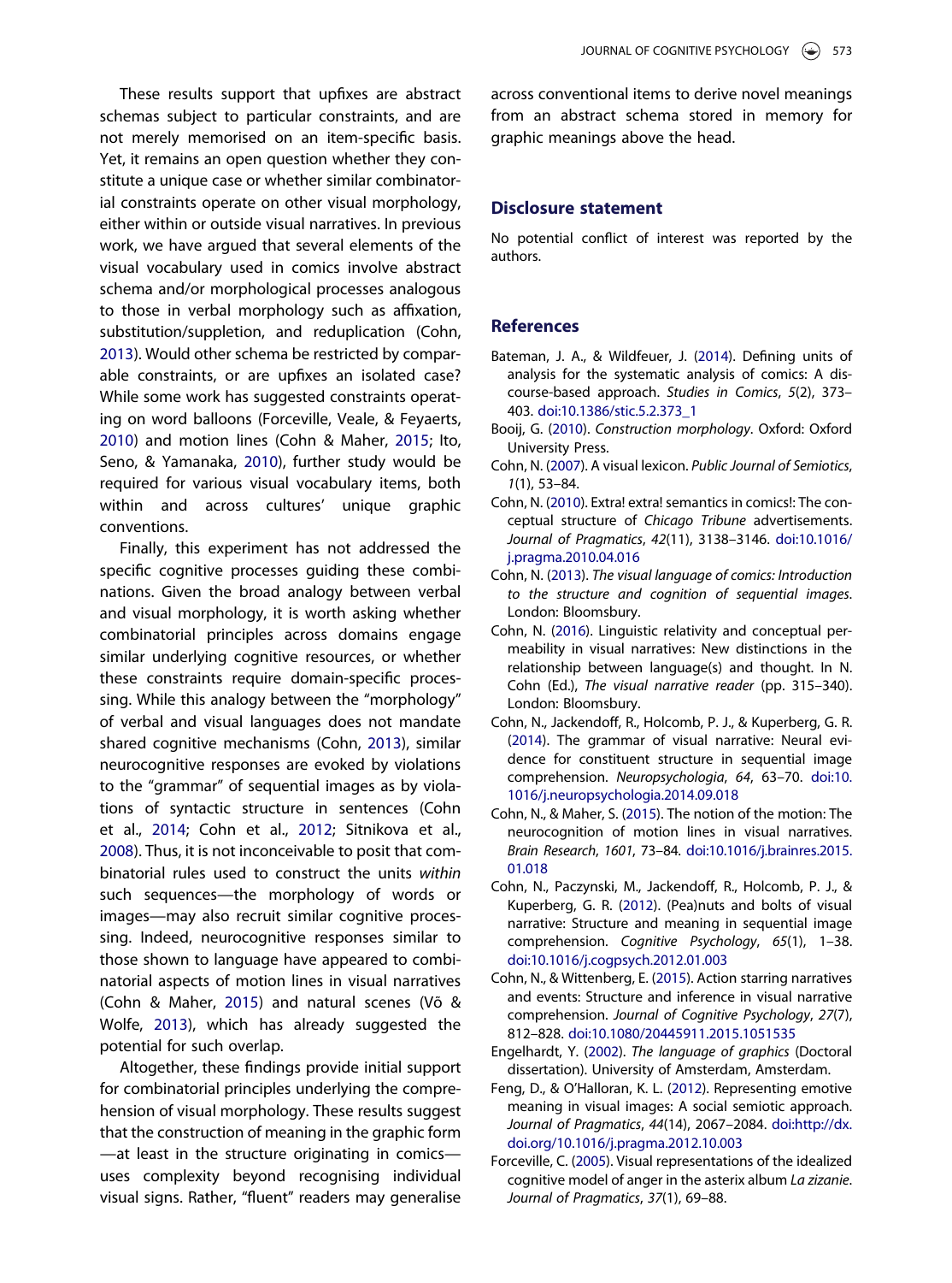These results support that upfixes are abstract schemas subject to particular constraints, and are not merely memorised on an item-specific basis. Yet, it remains an open question whether they constitute a unique case or whether similar combinatorial constraints operate on other visual morphology, either within or outside visual narratives. In previous work, we have argued that several elements of the visual vocabulary used in comics involve abstract schema and/or morphological processes analogous to those in verbal morphology such as affixation, substitution/suppletion, and reduplication (Cohn, 2013). Would other schema be restricted by comparable constraints, or are upfixes an isolated case? While some work has suggested constraints operating on word balloons (Forceville, Veale, & Feyaerts, 2010) and motion lines (Cohn & Maher, 2015; Ito, Seno, & Yamanaka, 2010), further study would be required for various visual vocabulary items, both within and across cultures' unique graphic conventions.

Finally, this experiment has not addressed the specific cognitive processes guiding these combinations. Given the broad analogy between verbal and visual morphology, it is worth asking whether combinatorial principles across domains engage similar underlying cognitive resources, or whether these constraints require domain-specific processing. While this analogy between the "morphology" of verbal and visual languages does not mandate shared cognitive mechanisms (Cohn, 2013), similar neurocognitive responses are evoked by violations to the "grammar" of sequential images as by violations of syntactic structure in sentences (Cohn et al., 2014; Cohn et al., 2012; Sitnikova et al., 2008). Thus, it is not inconceivable to posit that combinatorial rules used to construct the units *within* such sequences—the morphology of words or images—may also recruit similar cognitive processing. Indeed, neurocognitive responses similar to those shown to language have appeared to combinatorial aspects of motion lines in visual narratives (Cohn & Maher, 2015) and natural scenes (Võ & Wolfe, 2013), which has already suggested the potential for such overlap.

Altogether, these findings provide initial support for combinatorial principles underlying the comprehension of visual morphology. These results suggest that the construction of meaning in the graphic form—at least in the structure originating in comics—uses complexity beyond recognising individual visual signs. Rather, "fluent" readers may generalise across conventional items to derive novel meanings from an abstract schema stored in memory for graphic meanings above the head.

## Disclosure statement

No potential conflict of interest was reported by the authors.

## References

Bateman, J. A., & Wildfeuer, J. (2014). Defining units of analysis for the systematic analysis of comics: A discourse-based approach. *Studies in Comics*, *5*(2), 373–403. doi:10.1386/stic.5.2.373_1

Booij, G. (2010). *Construction morphology*. Oxford: Oxford University Press.

Cohn, N. (2007). A visual lexicon. *Public Journal of Semiotics*, *1*(1), 53–84.

Cohn, N. (2010). Extra! extra! semantics in comics!: The conceptual structure of *Chicago Tribune* advertisements. *Journal of Pragmatics*, *42*(11), 3138–3146. doi:10.1016/j.pragma.2010.04.016

Cohn, N. (2013). *The visual language of comics: Introduction to the structure and cognition of sequential images*. London: Bloomsbury.

Cohn, N. (2016). Linguistic relativity and conceptual permeability in visual narratives: New distinctions in the relationship between language(s) and thought. In N. Cohn (Ed.), *The visual narrative reader* (pp. 315–340). London: Bloomsbury.

Cohn, N., Jackendoff, R., Holcomb, P. J., & Kuperberg, G. R. (2014). The grammar of visual narrative: Neural evidence for constituent structure in sequential image comprehension. *Neuropsychologia*, *64*, 63–70. doi:10.1016/j.neuropsychologia.2014.09.018

Cohn, N., & Maher, S. (2015). The notion of the motion: The neurocognition of motion lines in visual narratives. *Brain Research*, *1601*, 73–84. doi:10.1016/j.brainres.2015.01.018

Cohn, N., Paczynski, M., Jackendoff, R., Holcomb, P. J., & Kuperberg, G. R. (2012). (Pea)nuts and bolts of visual narrative: Structure and meaning in sequential image comprehension. *Cognitive Psychology*, *65*(1), 1–38. doi:10.1016/j.cogpsych.2012.01.003

Cohn, N., & Wittenberg, E. (2015). Action starring narratives and events: Structure and inference in visual narrative comprehension. *Journal of Cognitive Psychology*, *27*(7), 812–828. doi:10.1080/20445911.2015.1051535

Engelhardt, Y. (2002). *The language of graphics* (Doctoral dissertation). University of Amsterdam, Amsterdam.

Feng, D., & O'Halloran, K. L. (2012). Representing emotive meaning in visual images: A social semiotic approach. *Journal of Pragmatics*, *44*(14), 2067–2084. doi:http://dx.doi.org/10.1016/j.pragma.2012.10.003

Forceville, C. (2005). Visual representations of the idealized cognitive model of anger in the asterix album *La zizanie*. *Journal of Pragmatics*, *37*(1), 69–88.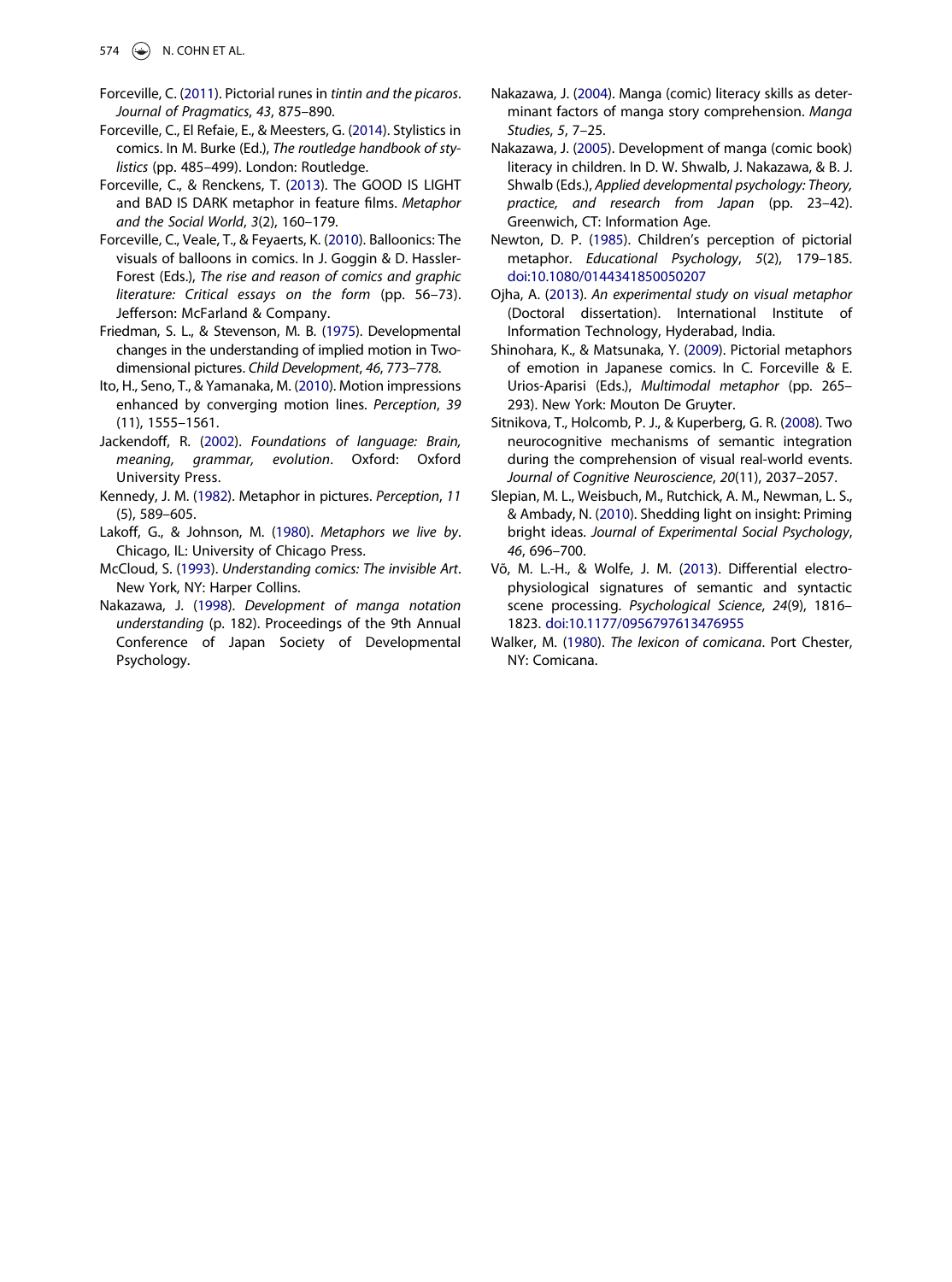Forceville, C. (2011). Pictorial runes in *tintin and the picaros*. *Journal of Pragmatics*, *43*, 875–890.

Forceville, C., El Refaie, E., & Meesters, G. (2014). Stylistics in comics. In M. Burke (Ed.), *The routledge handbook of stylistics* (pp. 485–499). London: Routledge.

Forceville, C., & Renckens, T. (2013). The GOOD IS LIGHT and BAD IS DARK metaphor in feature films. *Metaphor and the Social World*, *3*(2), 160–179.

Forceville, C., Veale, T., & Feyaerts, K. (2010). Balloonics: The visuals of balloons in comics. In J. Goggin & D. Hassler-Forest (Eds.), *The rise and reason of comics and graphic literature: Critical essays on the form* (pp. 56–73). Jefferson: McFarland & Company.

Friedman, S. L., & Stevenson, M. B. (1975). Developmental changes in the understanding of implied motion in Two-dimensional pictures. *Child Development*, *46*, 773–778.

Ito, H., Seno, T., & Yamanaka, M. (2010). Motion impressions enhanced by converging motion lines. *Perception*, *39* (11), 1555–1561.

Jackendoff, R. (2002). *Foundations of language: Brain, meaning, grammar, evolution*. Oxford: Oxford University Press.

Kennedy, J. M. (1982). Metaphor in pictures. *Perception*, *11* (5), 589–605.

Lakoff, G., & Johnson, M. (1980). *Metaphors we live by*. Chicago, IL: University of Chicago Press.

McCloud, S. (1993). *Understanding comics: The invisible Art*. New York, NY: Harper Collins.

Nakazawa, J. (1998). *Development of manga notation understanding* (p. 182). Proceedings of the 9th Annual Conference of Japan Society of Developmental Psychology.

Nakazawa, J. (2004). Manga (comic) literacy skills as determinant factors of manga story comprehension. *Manga Studies*, *5*, 7–25.

Nakazawa, J. (2005). Development of manga (comic book) literacy in children. In D. W. Shwalb, J. Nakazawa, & B. J. Shwalb (Eds.), *Applied developmental psychology: Theory, practice, and research from Japan* (pp. 23–42). Greenwich, CT: Information Age.

Newton, D. P. (1985). Children's perception of pictorial metaphor. *Educational Psychology*, *5*(2), 179–185. doi:10.1080/0144341850050207

Ojha, A. (2013). *An experimental study on visual metaphor* (Doctoral dissertation). International Institute of Information Technology, Hyderabad, India.

Shinohara, K., & Matsunaka, Y. (2009). Pictorial metaphors of emotion in Japanese comics. In C. Forceville & E. Urios-Aparisi (Eds.), *Multimodal metaphor* (pp. 265–293). New York: Mouton De Gruyter.

Sitnikova, T., Holcomb, P. J., & Kuperberg, G. R. (2008). Two neurocognitive mechanisms of semantic integration during the comprehension of visual real-world events. *Journal of Cognitive Neuroscience*, *20*(11), 2037–2057.

Slepian, M. L., Weisbuch, M., Rutchick, A. M., Newman, L. S., & Ambady, N. (2010). Shedding light on insight: Priming bright ideas. *Journal of Experimental Social Psychology*, *46*, 696–700.

Võ, M. L.-H., & Wolfe, J. M. (2013). Differential electrophysiological signatures of semantic and syntactic scene processing. *Psychological Science*, *24*(9), 1816–1823. doi:10.1177/0956797613476955

Walker, M. (1980). *The lexicon of comicana*. Port Chester, NY: Comicana.